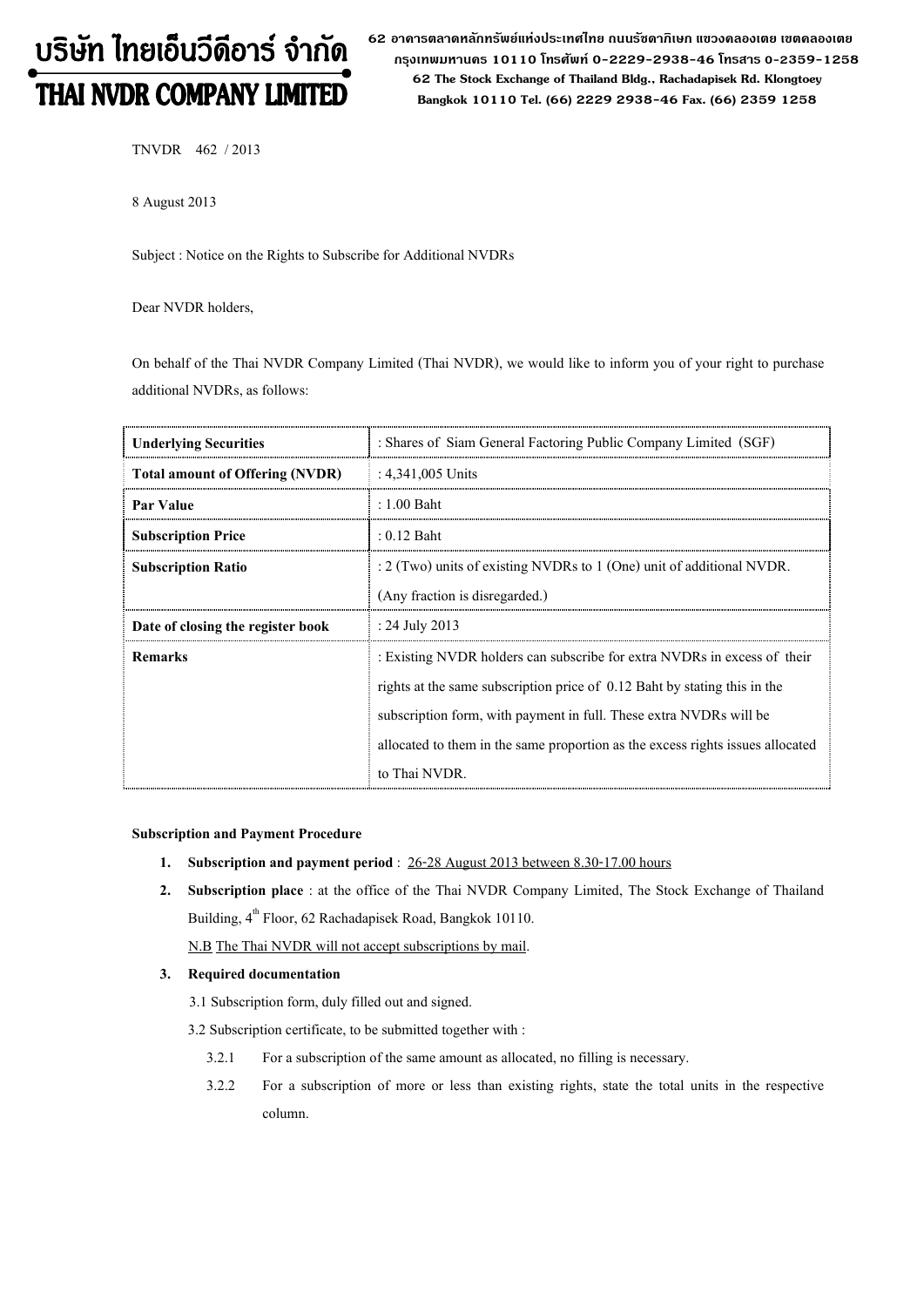# บริษัท ไทยเอ็นวีดีอาร์ จำกัด
# THAI NVDR COMPANY LIMITED

62 อาคารตลาดหลักทรัพย์แห่งประเทศไทย ถนนรัชดาภิเษก แขวงคลองเตย เขตคลองเตย กรุงเทพมหานคร 10110 โทรศัพท์ 0-2229-2938-46 โทรสาร 0-2359-1258
62 The Stock Exchange of Thailand Bldg., Rachadapisek Rd. Klongtoey Bangkok 10110 Tel. (66) 2229 2938-46 Fax. (66) 2359 1258

TNVDR 462 / 2013

8 August 2013

Subject : Notice on the Rights to Subscribe for Additional NVDRs

Dear NVDR holders,

On behalf of the Thai NVDR Company Limited (Thai NVDR), we would like to inform you of your right to purchase additional NVDRs, as follows:

| | |
|---|---|
| **Underlying Securities** | : Shares of Siam General Factoring Public Company Limited (SGF) |
| **Total amount of Offering (NVDR)** | : 4,341,005 Units |
| **Par Value** | : 1.00 Baht |
| **Subscription Price** | : 0.12 Baht |
| **Subscription Ratio** | : 2 (Two) units of existing NVDRs to 1 (One) unit of additional NVDR. (Any fraction is disregarded.) |
| **Date of closing the register book** | : 24 July 2013 |
| **Remarks** | : Existing NVDR holders can subscribe for extra NVDRs in excess of their rights at the same subscription price of 0.12 Baht by stating this in the subscription form, with payment in full. These extra NVDRs will be allocated to them in the same proportion as the excess rights issues allocated to Thai NVDR. |

**Subscription and Payment Procedure**

1. **Subscription and payment period** : 26-28 August 2013 between 8.30-17.00 hours
2. **Subscription place** : at the office of the Thai NVDR Company Limited, The Stock Exchange of Thailand Building, 4th Floor, 62 Rachadapisek Road, Bangkok 10110.

   N.B The Thai NVDR will not accept subscriptions by mail.

3. **Required documentation**

   3.1 Subscription form, duly filled out and signed.

   3.2 Subscription certificate, to be submitted together with :

   3.2.1 For a subscription of the same amount as allocated, no filling is necessary.

   3.2.2 For a subscription of more or less than existing rights, state the total units in the respective column.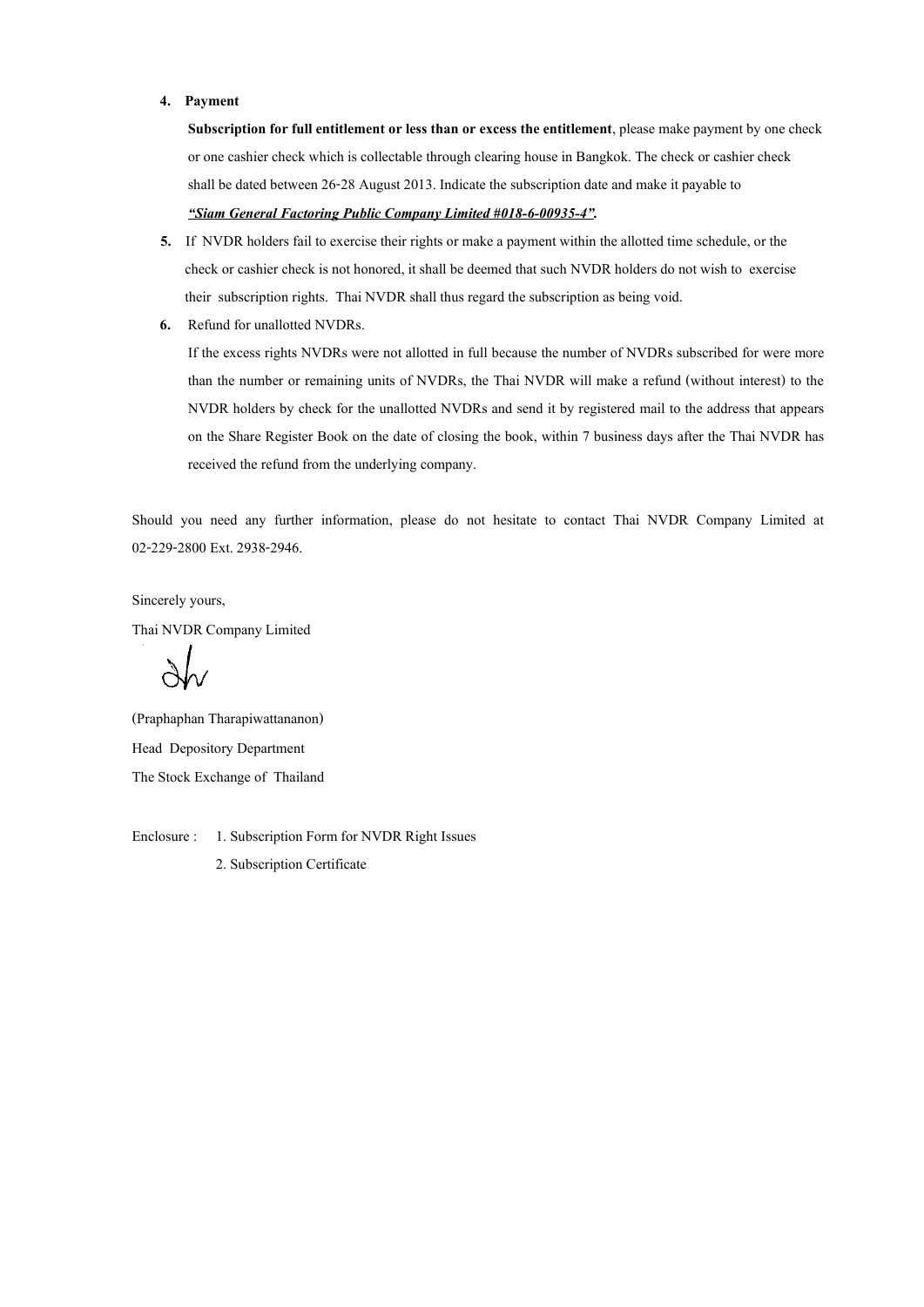4. **Payment**

   **Subscription for full entitlement or less than or excess the entitlement**, please make payment by one check or one cashier check which is collectable through clearing house in Bangkok. The check or cashier check shall be dated between 26-28 August 2013. Indicate the subscription date and make it payable to

   ***<u>"Siam General Factoring Public Company Limited #018-6-00935-4".</u>***

5. If NVDR holders fail to exercise their rights or make a payment within the allotted time schedule, or the check or cashier check is not honored, it shall be deemed that such NVDR holders do not wish to exercise their subscription rights. Thai NVDR shall thus regard the subscription as being void.

6. Refund for unallotted NVDRs.

   If the excess rights NVDRs were not allotted in full because the number of NVDRs subscribed for were more than the number or remaining units of NVDRs, the Thai NVDR will make a refund (without interest) to the NVDR holders by check for the unallotted NVDRs and send it by registered mail to the address that appears on the Share Register Book on the date of closing the book, within 7 business days after the Thai NVDR has received the refund from the underlying company.

Should you need any further information, please do not hesitate to contact Thai NVDR Company Limited at 02-229-2800 Ext. 2938-2946.

Sincerely yours,

Thai NVDR Company Limited

(Praphaphan Tharapiwattananon)

Head Depository Department

The Stock Exchange of Thailand

Enclosure : 1. Subscription Form for NVDR Right Issues

2. Subscription Certificate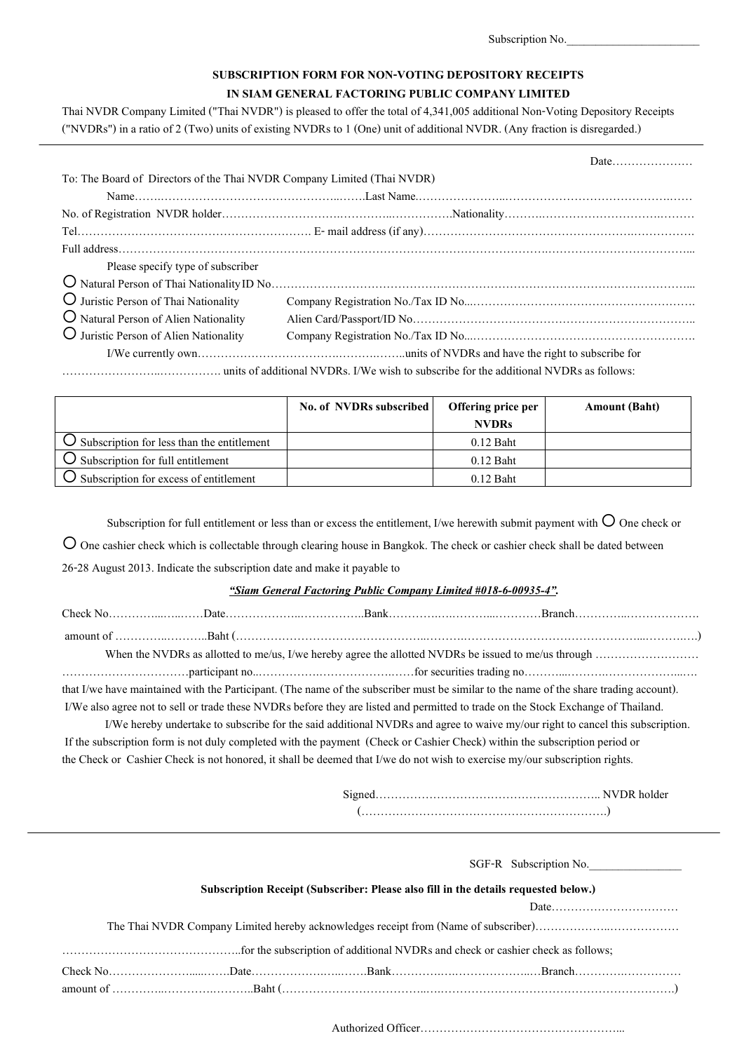Subscription No.______________________

**SUBSCRIPTION FORM FOR NON-VOTING DEPOSITORY RECEIPTS**

**IN SIAM GENERAL FACTORING PUBLIC COMPANY LIMITED**

Thai NVDR Company Limited ("Thai NVDR") is pleased to offer the total of 4,341,005 additional Non-Voting Depository Receipts ("NVDRs") in a ratio of 2 (Two) units of existing NVDRs to 1 (One) unit of additional NVDR. (Any fraction is disregarded.)

---

Date…………………

To: The Board of Directors of the Thai NVDR Company Limited (Thai NVDR)

Name…………………………………………………Last Name……………………………………………………………………

No. of Registration NVDR holder…………………………………………………………Nationality…………………………………………

Tel……………………………………………………… E- mail address (if any)……………………………………………………………

Full address…………………………………………………………………………………………………………………………………………...

Please specify type of subscriber

○ Natural Person of Thai Nationality ID No………………………………………………………………………………………………...

○ Juristic Person of Thai Nationality Company Registration No./Tax ID No...…………………………………………………….

○ Natural Person of Alien Nationality Alien Card/Passport/ID No………………………………………………………………..

○ Juristic Person of Alien Nationality Company Registration No./Tax ID No...…………………………………………………….

I/We currently own……………………………………………….units of NVDRs and have the right to subscribe for …………………………………….. units of additional NVDRs. I/We wish to subscribe for the additional NVDRs as follows:

| | No. of NVDRs subscribed | Offering price per NVDRs | Amount (Baht) |
|---|---|---|---|
| ○ Subscription for less than the entitlement | | 0.12 Baht | |
| ○ Subscription for full entitlement | | 0.12 Baht | |
| ○ Subscription for excess of entitlement | | 0.12 Baht | |

Subscription for full entitlement or less than or excess the entitlement, I/we herewith submit payment with ○ One check or ○ One cashier check which is collectable through clearing house in Bangkok. The check or cashier check shall be dated between 26-28 August 2013. Indicate the subscription date and make it payable to

***"Siam General Factoring Public Company Limited #018-6-00935-4".***

Check No…………………Date……………………………….Bank……………………………………Branch………………………………….

amount of ……………………..Baht (…………………………………………………………………………………………………………….)

When the NVDRs as allotted to me/us, I/we hereby agree the allotted NVDRs be issued to me/us through ……………………… ……………………………participant no..……………………………………for securities trading no………………………………………… that I/we have maintained with the Participant. (The name of the subscriber must be similar to the name of the share trading account). I/We also agree not to sell or trade these NVDRs before they are listed and permitted to trade on the Stock Exchange of Thailand.

I/We hereby undertake to subscribe for the said additional NVDRs and agree to waive my/our right to cancel this subscription. If the subscription form is not duly completed with the payment (Check or Cashier Check) within the subscription period or the Check or Cashier Check is not honored, it shall be deemed that I/we do not wish to exercise my/our subscription rights.

Signed………………………………………………………. NVDR holder

(……………………………………………………………)

---

SGF-R Subscription No._______________

**Subscription Receipt (Subscriber: Please also fill in the details requested below.)**

Date……………………………

The Thai NVDR Company Limited hereby acknowledges receipt from (Name of subscriber)…………………………………

………………………………………..for the subscription of additional NVDRs and check or cashier check as follows;

Check No…………………………Date……………………………Bank……………………………………Branch…………………………

amount of ………………………………..Baht (…………………………………………………………………………………………….)

Authorized Officer…………………………………………...